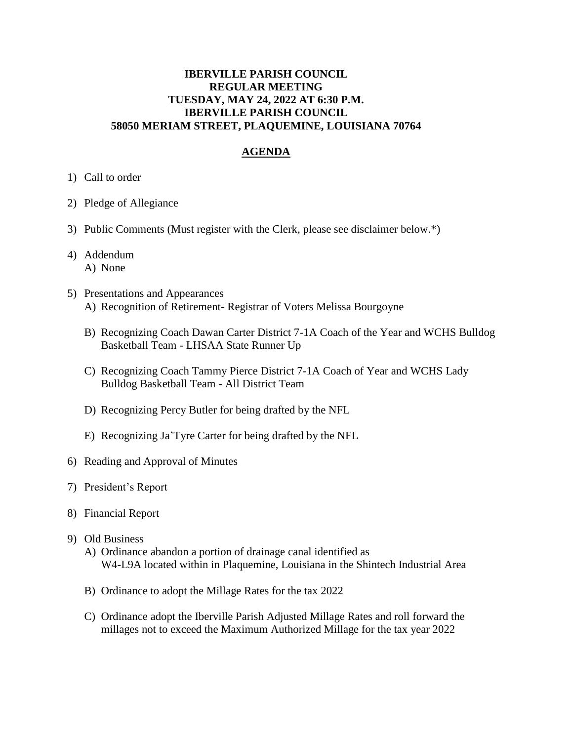# IBERVILLE PARISH COUNCIL
# REGULAR MEETING
# TUESDAY, MAY 24, 2022 AT 6:30 P.M.
# IBERVILLE PARISH COUNCIL
# 58050 MERIAM STREET, PLAQUEMINE, LOUISIANA 70764

## AGENDA

1) Call to order

2) Pledge of Allegiance

3) Public Comments (Must register with the Clerk, please see disclaimer below.*)

4) Addendum
   A) None

5) Presentations and Appearances
   A) Recognition of Retirement- Registrar of Voters Melissa Bourgoyne

   B) Recognizing Coach Dawan Carter District 7-1A Coach of the Year and WCHS Bulldog Basketball Team - LHSAA State Runner Up

   C) Recognizing Coach Tammy Pierce District 7-1A Coach of Year and WCHS Lady Bulldog Basketball Team - All District Team

   D) Recognizing Percy Butler for being drafted by the NFL

   E) Recognizing Ja'Tyre Carter for being drafted by the NFL

6) Reading and Approval of Minutes

7) President's Report

8) Financial Report

9) Old Business
   A) Ordinance abandon a portion of drainage canal identified as W4-L9A located within in Plaquemine, Louisiana in the Shintech Industrial Area

   B) Ordinance to adopt the Millage Rates for the tax 2022

   C) Ordinance adopt the Iberville Parish Adjusted Millage Rates and roll forward the millages not to exceed the Maximum Authorized Millage for the tax year 2022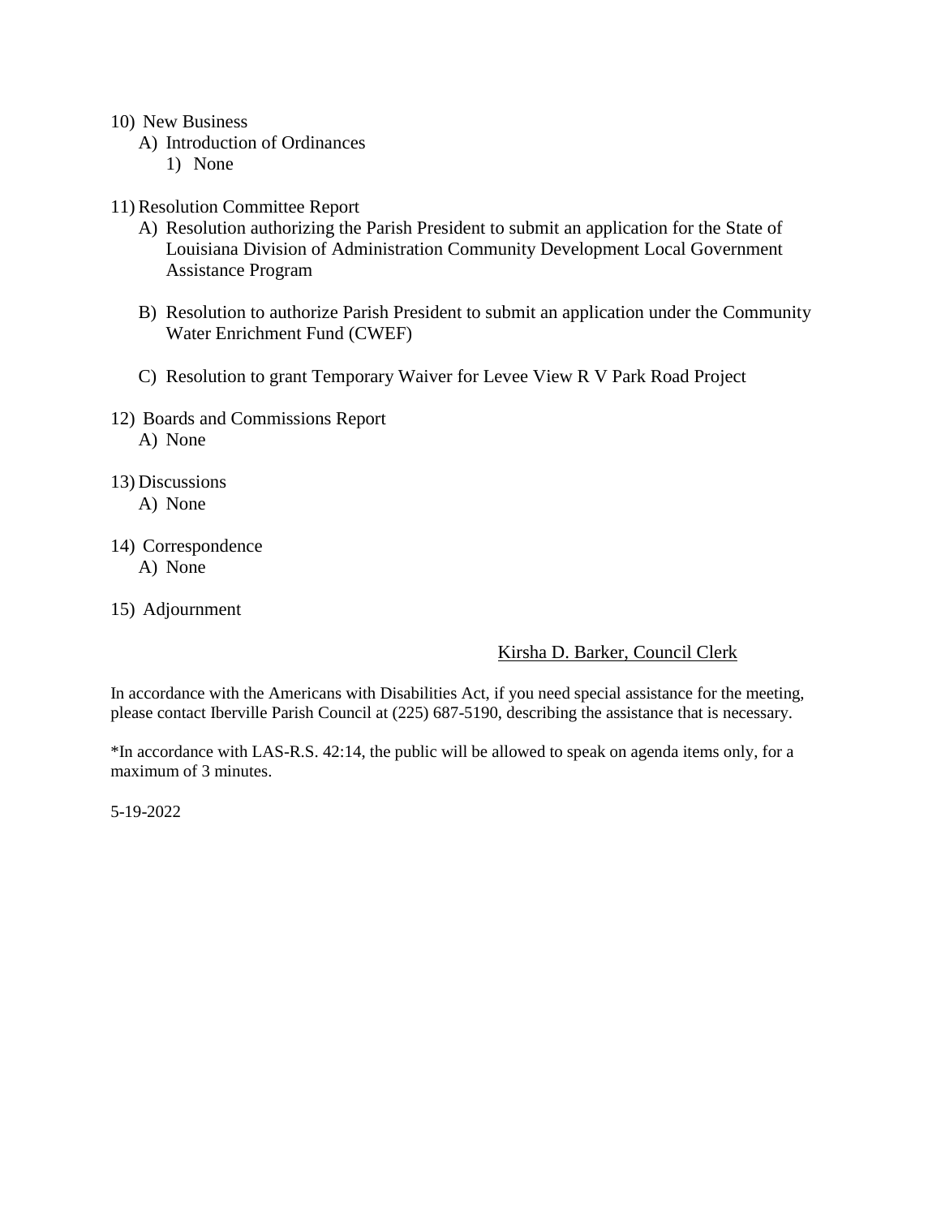10) New Business
    A) Introduction of Ordinances
        1) None

11) Resolution Committee Report
    A) Resolution authorizing the Parish President to submit an application for the State of Louisiana Division of Administration Community Development Local Government Assistance Program

    B) Resolution to authorize Parish President to submit an application under the Community Water Enrichment Fund (CWEF)

    C) Resolution to grant Temporary Waiver for Levee View R V Park Road Project

12) Boards and Commissions Report
    A) None

13) Discussions
    A) None

14) Correspondence
    A) None

15) Adjournment

<u>Kirsha D. Barker, Council Clerk</u>

In accordance with the Americans with Disabilities Act, if you need special assistance for the meeting, please contact Iberville Parish Council at (225) 687-5190, describing the assistance that is necessary.

*In accordance with LAS-R.S. 42:14, the public will be allowed to speak on agenda items only, for a maximum of 3 minutes.

5-19-2022